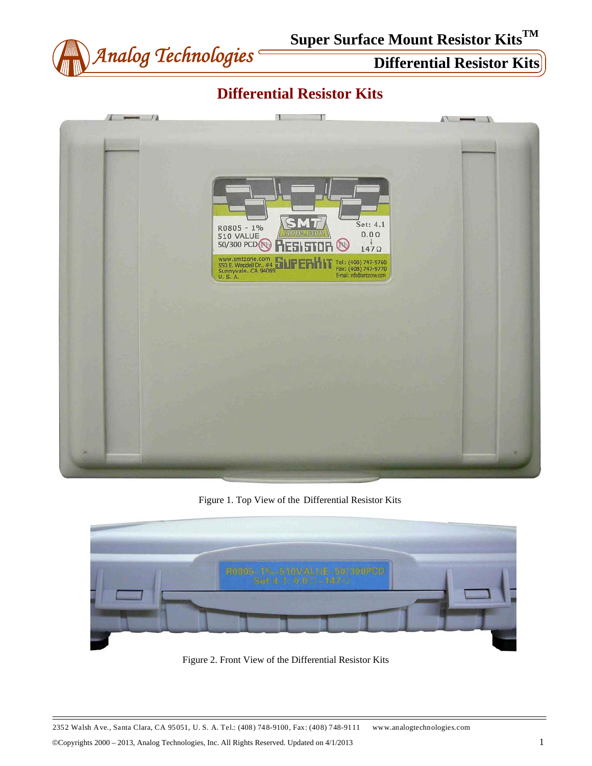# Differential Resistor Kits

Figure 1. Top View of the Differential Resistor Kits

Figure 2. Front View of the Differential Resistor Kits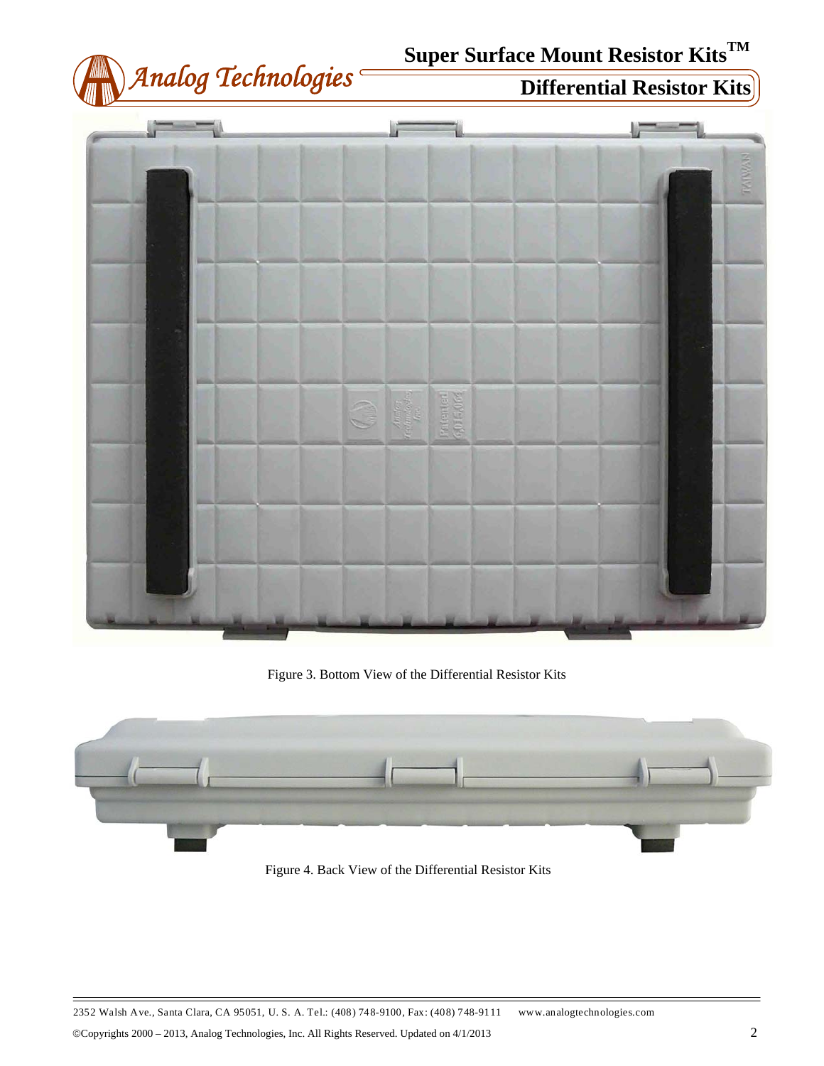Figure 3. Bottom View of the Differential Resistor Kits

Figure 4. Back View of the Differential Resistor Kits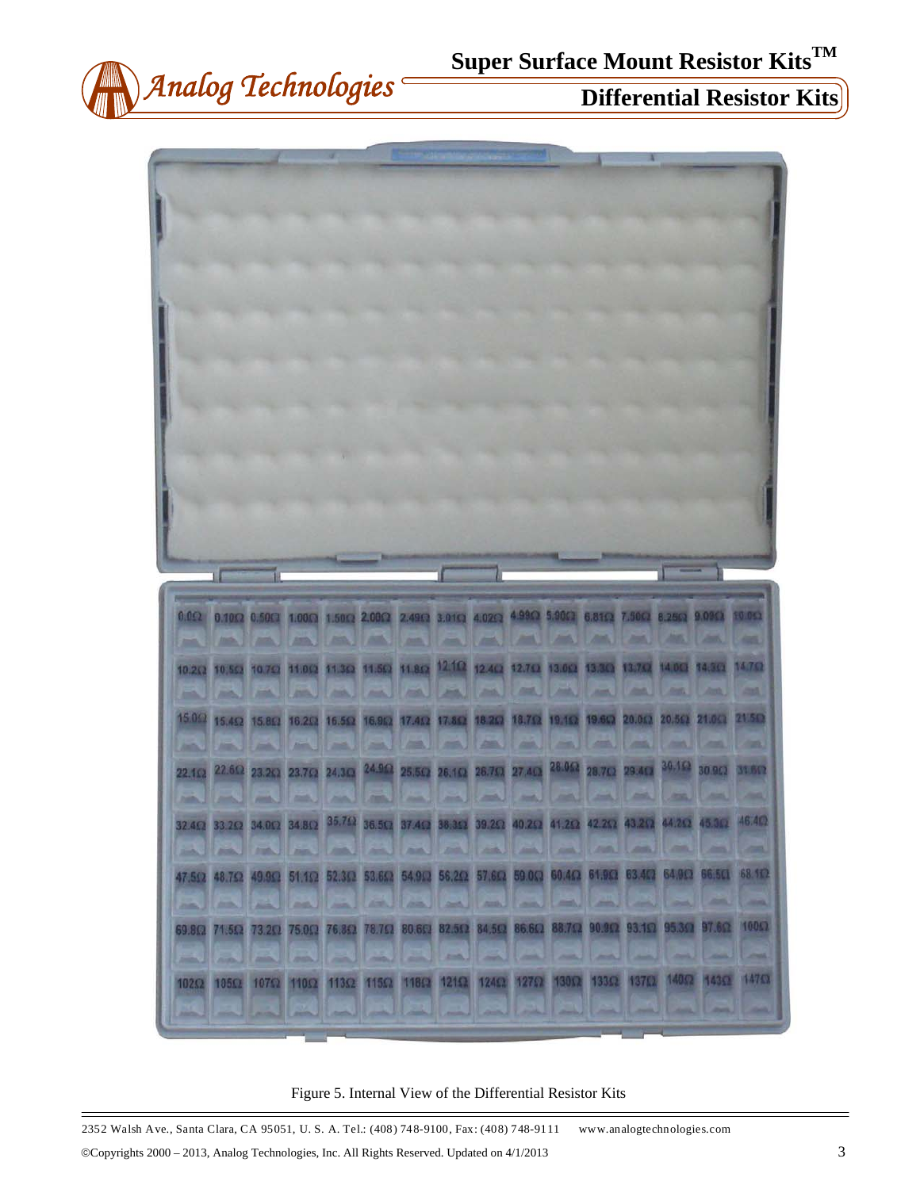Figure 5. Internal View of the Differential Resistor Kits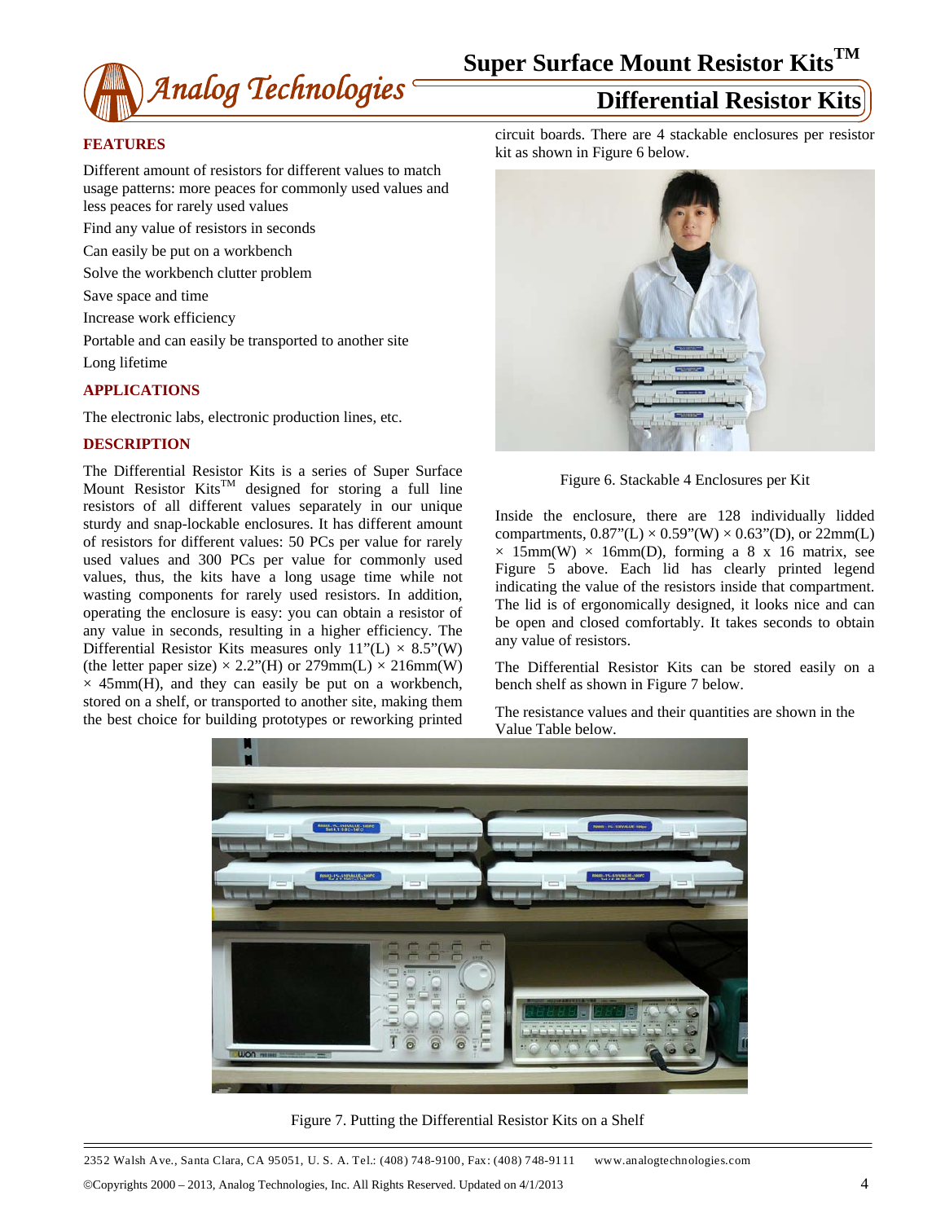## FEATURES

Different amount of resistors for different values to match usage patterns: more peaces for commonly used values and less peaces for rarely used values

Find any value of resistors in seconds

Can easily be put on a workbench

Solve the workbench clutter problem

Save space and time

Increase work efficiency

Portable and can easily be transported to another site

Long lifetime

## APPLICATIONS

The electronic labs, electronic production lines, etc.

## DESCRIPTION

The Differential Resistor Kits is a series of Super Surface Mount Resistor Kits™ designed for storing a full line resistors of all different values separately in our unique sturdy and snap-lockable enclosures. It has different amount of resistors for different values: 50 PCs per value for rarely used values and 300 PCs per value for commonly used values, thus, the kits have a long usage time while not wasting components for rarely used resistors. In addition, operating the enclosure is easy: you can obtain a resistor of any value in seconds, resulting in a higher efficiency. The Differential Resistor Kits measures only 11"(L) × 8.5"(W) (the letter paper size) × 2.2"(H) or 279mm(L) × 216mm(W) × 45mm(H), and they can easily be put on a workbench, stored on a shelf, or transported to another site, making them the best choice for building prototypes or reworking printed circuit boards. There are 4 stackable enclosures per resistor kit as shown in Figure 6 below.

Figure 6. Stackable 4 Enclosures per Kit

Inside the enclosure, there are 128 individually lidded compartments, 0.87"(L) × 0.59"(W) × 0.63"(D), or 22mm(L) × 15mm(W) × 16mm(D), forming a 8 x 16 matrix, see Figure 5 above. Each lid has clearly printed legend indicating the value of the resistors inside that compartment. The lid is of ergonomically designed, it looks nice and can be open and closed comfortably. It takes seconds to obtain any value of resistors.

The Differential Resistor Kits can be stored easily on a bench shelf as shown in Figure 7 below.

The resistance values and their quantities are shown in the Value Table below.

Figure 7. Putting the Differential Resistor Kits on a Shelf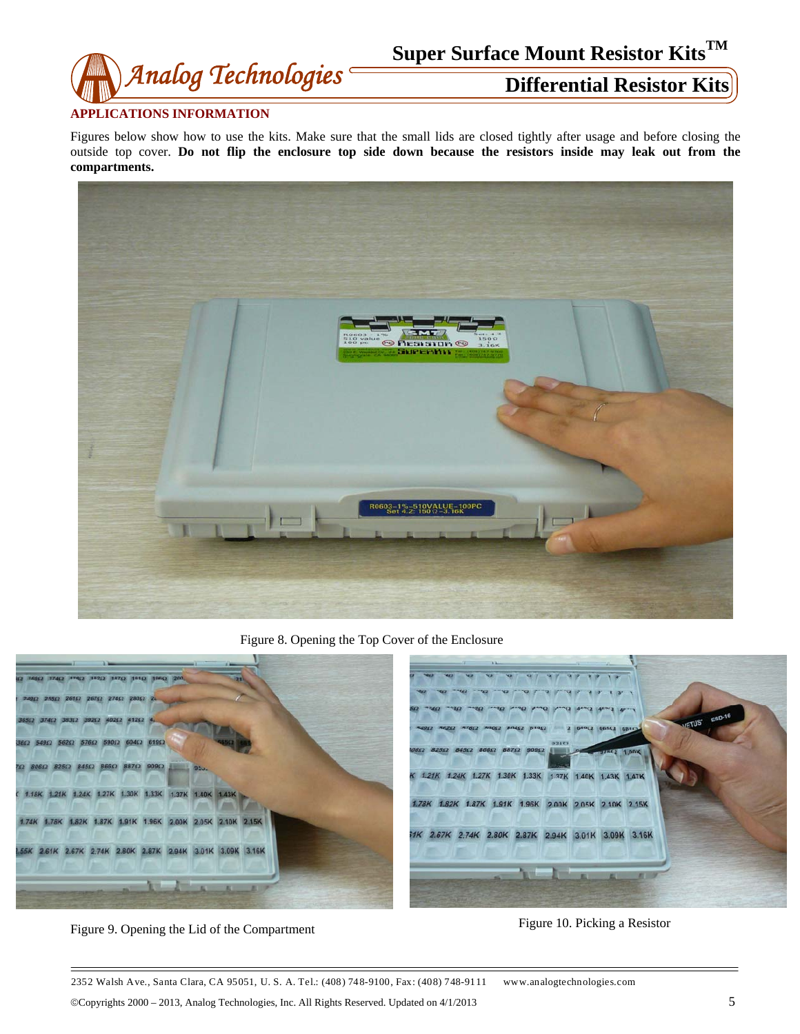## APPLICATIONS INFORMATION

Figures below show how to use the kits. Make sure that the small lids are closed tightly after usage and before closing the outside top cover. **Do not flip the enclosure top side down because the resistors inside may leak out from the compartments.**

Figure 8. Opening the Top Cover of the Enclosure

Figure 9. Opening the Lid of the Compartment

Figure 10. Picking a Resistor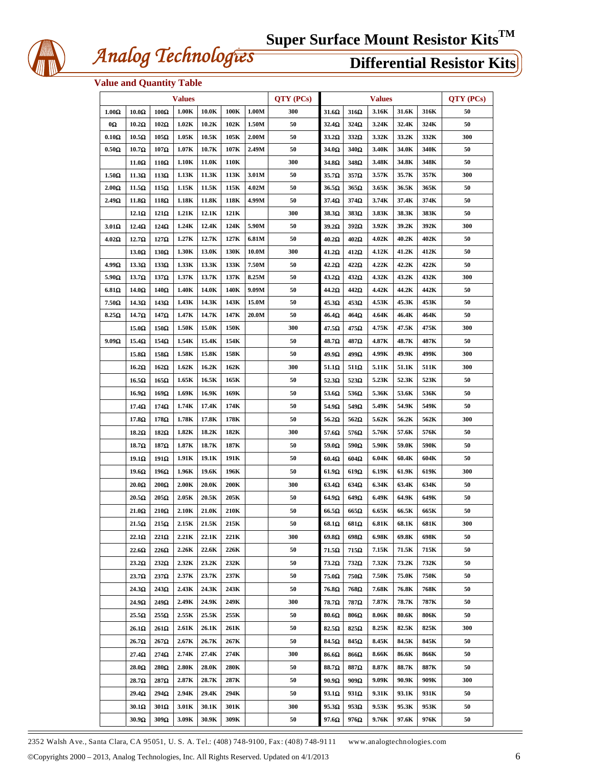# Super Surface Mount Resistor Kits™

## Differential Resistor Kits

### Value and Quantity Table

| Values | | | | | | | QTY (PCs) | Values | | | | | QTY (PCs) |
|---|---|---|---|---|---|---|---|---|---|---|---|---|---|
| 1.00Ω | 10.0Ω | 100Ω | 1.00K | 10.0K | 100K | 1.00M | 300 | 31.6Ω | 316Ω | 3.16K | 31.6K | 316K | 50 |
| 0Ω | 10.2Ω | 102Ω | 1.02K | 10.2K | 102K | 1.50M | 50 | 32.4Ω | 324Ω | 3.24K | 32.4K | 324K | 50 |
| 0.10Ω | 10.5Ω | 105Ω | 1.05K | 10.5K | 105K | 2.00M | 50 | 33.2Ω | 332Ω | 3.32K | 33.2K | 332K | 300 |
| 0.50Ω | 10.7Ω | 107Ω | 1.07K | 10.7K | 107K | 2.49M | 50 | 34.0Ω | 340Ω | 3.40K | 34.0K | 340K | 50 |
| | 11.0Ω | 110Ω | 1.10K | 11.0K | 110K | | 300 | 34.8Ω | 348Ω | 3.48K | 34.8K | 348K | 50 |
| 1.50Ω | 11.3Ω | 113Ω | 1.13K | 11.3K | 113K | 3.01M | 50 | 35.7Ω | 357Ω | 3.57K | 35.7K | 357K | 300 |
| 2.00Ω | 11.5Ω | 115Ω | 1.15K | 11.5K | 115K | 4.02M | 50 | 36.5Ω | 365Ω | 3.65K | 36.5K | 365K | 50 |
| 2.49Ω | 11.8Ω | 118Ω | 1.18K | 11.8K | 118K | 4.99M | 50 | 37.4Ω | 374Ω | 3.74K | 37.4K | 374K | 50 |
| | 12.1Ω | 121Ω | 1.21K | 12.1K | 121K | | 300 | 38.3Ω | 383Ω | 3.83K | 38.3K | 383K | 50 |
| 3.01Ω | 12.4Ω | 124Ω | 1.24K | 12.4K | 124K | 5.90M | 50 | 39.2Ω | 392Ω | 3.92K | 39.2K | 392K | 300 |
| 4.02Ω | 12.7Ω | 127Ω | 1.27K | 12.7K | 127K | 6.81M | 50 | 40.2Ω | 402Ω | 4.02K | 40.2K | 402K | 50 |
| | 13.0Ω | 130Ω | 1.30K | 13.0K | 130K | 10.0M | 300 | 41.2Ω | 412Ω | 4.12K | 41.2K | 412K | 50 |
| 4.99Ω | 13.3Ω | 133Ω | 1.33K | 13.3K | 133K | 7.50M | 50 | 42.2Ω | 422Ω | 4.22K | 42.2K | 422K | 50 |
| 5.90Ω | 13.7Ω | 137Ω | 1.37K | 13.7K | 137K | 8.25M | 50 | 43.2Ω | 432Ω | 4.32K | 43.2K | 432K | 300 |
| 6.81Ω | 14.0Ω | 140Ω | 1.40K | 14.0K | 140K | 9.09M | 50 | 44.2Ω | 442Ω | 4.42K | 44.2K | 442K | 50 |
| 7.50Ω | 14.3Ω | 143Ω | 1.43K | 14.3K | 143K | 15.0M | 50 | 45.3Ω | 453Ω | 4.53K | 45.3K | 453K | 50 |
| 8.25Ω | 14.7Ω | 147Ω | 1.47K | 14.7K | 147K | 20.0M | 50 | 46.4Ω | 464Ω | 4.64K | 46.4K | 464K | 50 |
| | 15.0Ω | 150Ω | 1.50K | 15.0K | 150K | | 300 | 47.5Ω | 475Ω | 4.75K | 47.5K | 475K | 300 |
| 9.09Ω | 15.4Ω | 154Ω | 1.54K | 15.4K | 154K | | 50 | 48.7Ω | 487Ω | 4.87K | 48.7K | 487K | 50 |
| | 15.8Ω | 158Ω | 1.58K | 15.8K | 158K | | 50 | 49.9Ω | 499Ω | 4.99K | 49.9K | 499K | 300 |
| | 16.2Ω | 162Ω | 1.62K | 16.2K | 162K | | 300 | 51.1Ω | 511Ω | 5.11K | 51.1K | 511K | 300 |
| | 16.5Ω | 165Ω | 1.65K | 16.5K | 165K | | 50 | 52.3Ω | 523Ω | 5.23K | 52.3K | 523K | 50 |
| | 16.9Ω | 169Ω | 1.69K | 16.9K | 169K | | 50 | 53.6Ω | 536Ω | 5.36K | 53.6K | 536K | 50 |
| | 17.4Ω | 174Ω | 1.74K | 17.4K | 174K | | 50 | 54.9Ω | 549Ω | 5.49K | 54.9K | 549K | 50 |
| | 17.8Ω | 178Ω | 1.78K | 17.8K | 178K | | 50 | 56.2Ω | 562Ω | 5.62K | 56.2K | 562K | 300 |
| | 18.2Ω | 182Ω | 1.82K | 18.2K | 182K | | 300 | 57.6Ω | 576Ω | 5.76K | 57.6K | 576K | 50 |
| | 18.7Ω | 187Ω | 1.87K | 18.7K | 187K | | 50 | 59.0Ω | 590Ω | 5.90K | 59.0K | 590K | 50 |
| | 19.1Ω | 191Ω | 1.91K | 19.1K | 191K | | 50 | 60.4Ω | 604Ω | 6.04K | 60.4K | 604K | 50 |
| | 19.6Ω | 196Ω | 1.96K | 19.6K | 196K | | 50 | 61.9Ω | 619Ω | 6.19K | 61.9K | 619K | 300 |
| | 20.0Ω | 200Ω | 2.00K | 20.0K | 200K | | 300 | 63.4Ω | 634Ω | 6.34K | 63.4K | 634K | 50 |
| | 20.5Ω | 205Ω | 2.05K | 20.5K | 205K | | 50 | 64.9Ω | 649Ω | 6.49K | 64.9K | 649K | 50 |
| | 21.0Ω | 210Ω | 2.10K | 21.0K | 210K | | 50 | 66.5Ω | 665Ω | 6.65K | 66.5K | 665K | 50 |
| | 21.5Ω | 215Ω | 2.15K | 21.5K | 215K | | 50 | 68.1Ω | 681Ω | 6.81K | 68.1K | 681K | 300 |
| | 22.1Ω | 221Ω | 2.21K | 22.1K | 221K | | 300 | 69.8Ω | 698Ω | 6.98K | 69.8K | 698K | 50 |
| | 22.6Ω | 226Ω | 2.26K | 22.6K | 226K | | 50 | 71.5Ω | 715Ω | 7.15K | 71.5K | 715K | 50 |
| | 23.2Ω | 232Ω | 2.32K | 23.2K | 232K | | 50 | 73.2Ω | 732Ω | 7.32K | 73.2K | 732K | 50 |
| | 23.7Ω | 237Ω | 2.37K | 23.7K | 237K | | 50 | 75.0Ω | 750Ω | 7.50K | 75.0K | 750K | 50 |
| | 24.3Ω | 243Ω | 2.43K | 24.3K | 243K | | 50 | 76.8Ω | 768Ω | 7.68K | 76.8K | 768K | 50 |
| | 24.9Ω | 249Ω | 2.49K | 24.9K | 249K | | 300 | 78.7Ω | 787Ω | 7.87K | 78.7K | 787K | 50 |
| | 25.5Ω | 255Ω | 2.55K | 25.5K | 255K | | 50 | 80.6Ω | 806Ω | 8.06K | 80.6K | 806K | 50 |
| | 26.1Ω | 261Ω | 2.61K | 26.1K | 261K | | 50 | 82.5Ω | 825Ω | 8.25K | 82.5K | 825K | 300 |
| | 26.7Ω | 267Ω | 2.67K | 26.7K | 267K | | 50 | 84.5Ω | 845Ω | 8.45K | 84.5K | 845K | 50 |
| | 27.4Ω | 274Ω | 2.74K | 27.4K | 274K | | 300 | 86.6Ω | 866Ω | 8.66K | 86.6K | 866K | 50 |
| | 28.0Ω | 280Ω | 2.80K | 28.0K | 280K | | 50 | 88.7Ω | 887Ω | 8.87K | 88.7K | 887K | 50 |
| | 28.7Ω | 287Ω | 2.87K | 28.7K | 287K | | 50 | 90.9Ω | 909Ω | 9.09K | 90.9K | 909K | 300 |
| | 29.4Ω | 294Ω | 2.94K | 29.4K | 294K | | 50 | 93.1Ω | 931Ω | 9.31K | 93.1K | 931K | 50 |
| | 30.1Ω | 301Ω | 3.01K | 30.1K | 301K | | 300 | 95.3Ω | 953Ω | 9.53K | 95.3K | 953K | 50 |
| | 30.9Ω | 309Ω | 3.09K | 30.9K | 309K | | 50 | 97.6Ω | 976Ω | 9.76K | 97.6K | 976K | 50 |

2352 Walsh Ave., Santa Clara, CA 95051, U. S. A. Tel.: (408) 748-9100, Fax: (408) 748-9111 www.analogtechnologies.com

©Copyrights 2000 – 2013, Analog Technologies, Inc. All Rights Reserved. Updated on 4/1/2013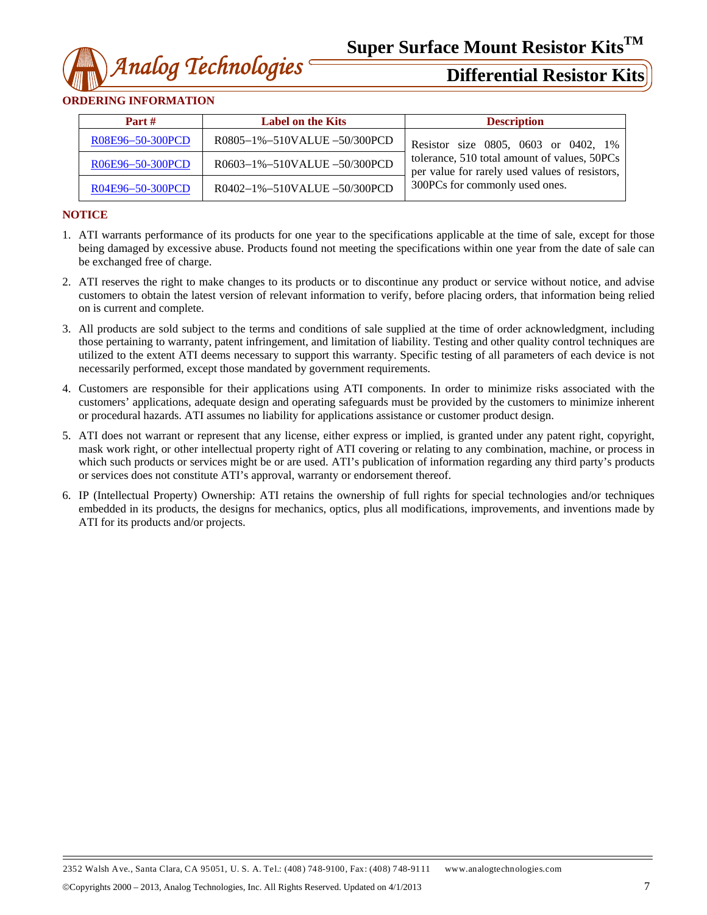## ORDERING INFORMATION

| Part # | Label on the Kits | Description |
|---|---|---|
| R08E96–50-300PCD | R0805–1%–510VALUE –50/300PCD | Resistor size 0805, 0603 or 0402, 1% tolerance, 510 total amount of values, 50PCs per value for rarely used values of resistors, 300PCs for commonly used ones. |
| R06E96–50-300PCD | R0603–1%–510VALUE –50/300PCD | |
| R04E96–50-300PCD | R0402–1%–510VALUE –50/300PCD | |

## NOTICE

1. ATI warrants performance of its products for one year to the specifications applicable at the time of sale, except for those being damaged by excessive abuse. Products found not meeting the specifications within one year from the date of sale can be exchanged free of charge.
2. ATI reserves the right to make changes to its products or to discontinue any product or service without notice, and advise customers to obtain the latest version of relevant information to verify, before placing orders, that information being relied on is current and complete.
3. All products are sold subject to the terms and conditions of sale supplied at the time of order acknowledgment, including those pertaining to warranty, patent infringement, and limitation of liability. Testing and other quality control techniques are utilized to the extent ATI deems necessary to support this warranty. Specific testing of all parameters of each device is not necessarily performed, except those mandated by government requirements.
4. Customers are responsible for their applications using ATI components. In order to minimize risks associated with the customers' applications, adequate design and operating safeguards must be provided by the customers to minimize inherent or procedural hazards. ATI assumes no liability for applications assistance or customer product design.
5. ATI does not warrant or represent that any license, either express or implied, is granted under any patent right, copyright, mask work right, or other intellectual property right of ATI covering or relating to any combination, machine, or process in which such products or services might be or are used. ATI's publication of information regarding any third party's products or services does not constitute ATI's approval, warranty or endorsement thereof.
6. IP (Intellectual Property) Ownership: ATI retains the ownership of full rights for special technologies and/or techniques embedded in its products, the designs for mechanics, optics, plus all modifications, improvements, and inventions made by ATI for its products and/or projects.